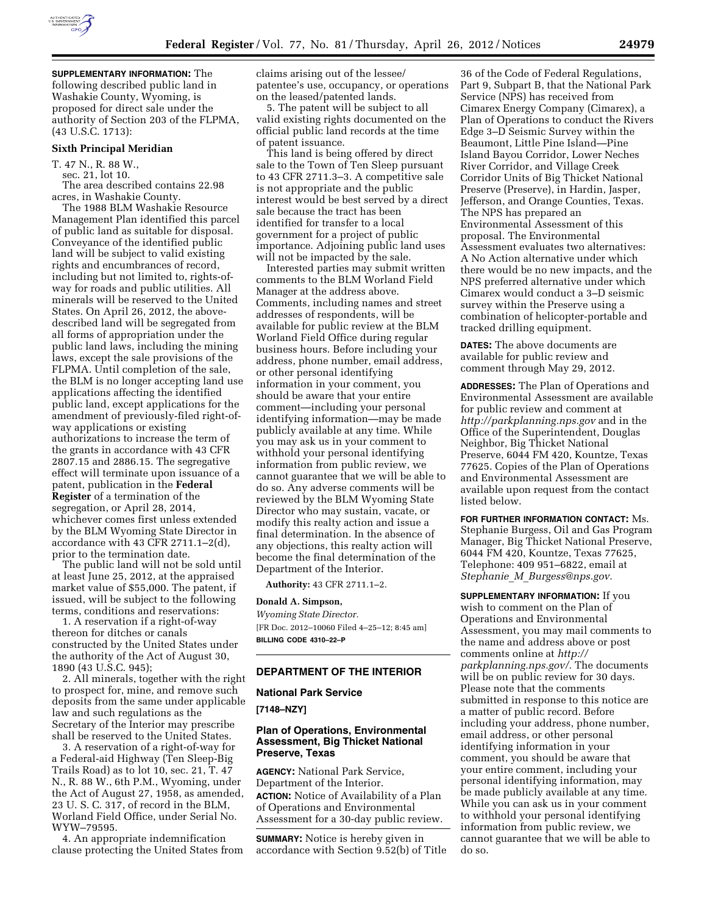**SUPPLEMENTARY INFORMATION:** The following described public land in Washakie County, Wyoming, is proposed for direct sale under the authority of Section 203 of the FLPMA, (43 U.S.C. 1713):

**Sixth Principal Meridian**

T. 47 N., R. 88 W.,
sec. 21, lot 10.

The area described contains 22.98 acres, in Washakie County.

The 1988 BLM Washakie Resource Management Plan identified this parcel of public land as suitable for disposal. Conveyance of the identified public land will be subject to valid existing rights and encumbrances of record, including but not limited to, rights-of-way for roads and public utilities. All minerals will be reserved to the United States. On April 26, 2012, the above-described land will be segregated from all forms of appropriation under the public land laws, including the mining laws, except the sale provisions of the FLPMA. Until completion of the sale, the BLM is no longer accepting land use applications affecting the identified public land, except applications for the amendment of previously-filed right-of-way applications or existing authorizations to increase the term of the grants in accordance with 43 CFR 2807.15 and 2886.15. The segregative effect will terminate upon issuance of a patent, publication in the **Federal Register** of a termination of the segregation, or April 28, 2014, whichever comes first unless extended by the BLM Wyoming State Director in accordance with 43 CFR 2711.1–2(d), prior to the termination date.

The public land will not be sold until at least June 25, 2012, at the appraised market value of $55,000. The patent, if issued, will be subject to the following terms, conditions and reservations:

1. A reservation if a right-of-way thereon for ditches or canals constructed by the United States under the authority of the Act of August 30, 1890 (43 U.S.C. 945);

2. All minerals, together with the right to prospect for, mine, and remove such deposits from the same under applicable law and such regulations as the Secretary of the Interior may prescribe shall be reserved to the United States.

3. A reservation of a right-of-way for a Federal-aid Highway (Ten Sleep-Big Trails Road) as to lot 10, sec. 21, T. 47 N., R. 88 W., 6th P.M., Wyoming, under the Act of August 27, 1958, as amended, 23 U. S. C. 317, of record in the BLM, Worland Field Office, under Serial No. WYW–79595.

4. An appropriate indemnification clause protecting the United States from claims arising out of the lessee/patentee's use, occupancy, or operations on the leased/patented lands.

5. The patent will be subject to all valid existing rights documented on the official public land records at the time of patent issuance.

This land is being offered by direct sale to the Town of Ten Sleep pursuant to 43 CFR 2711.3–3. A competitive sale is not appropriate and the public interest would be best served by a direct sale because the tract has been identified for transfer to a local government for a project of public importance. Adjoining public land uses will not be impacted by the sale.

Interested parties may submit written comments to the BLM Worland Field Manager at the address above. Comments, including names and street addresses of respondents, will be available for public review at the BLM Worland Field Office during regular business hours. Before including your address, phone number, email address, or other personal identifying information in your comment, you should be aware that your entire comment—including your personal identifying information—may be made publicly available at any time. While you may ask us in your comment to withhold your personal identifying information from public review, we cannot guarantee that we will be able to do so. Any adverse comments will be reviewed by the BLM Wyoming State Director who may sustain, vacate, or modify this realty action and issue a final determination. In the absence of any objections, this realty action will become the final determination of the Department of the Interior.

**Authority:** 43 CFR 2711.1–2.

**Donald A. Simpson,**
*Wyoming State Director.*

[FR Doc. 2012–10060 Filed 4–25–12; 8:45 am]

**BILLING CODE 4310–22–P**

---

## DEPARTMENT OF THE INTERIOR

### National Park Service

**[7148–NZY]**

### Plan of Operations, Environmental Assessment, Big Thicket National Preserve, Texas

**AGENCY:** National Park Service, Department of the Interior.

**ACTION:** Notice of Availability of a Plan of Operations and Environmental Assessment for a 30-day public review.

**SUMMARY:** Notice is hereby given in accordance with Section 9.52(b) of Title 36 of the Code of Federal Regulations, Part 9, Subpart B, that the National Park Service (NPS) has received from Cimarex Energy Company (Cimarex), a Plan of Operations to conduct the Rivers Edge 3–D Seismic Survey within the Beaumont, Little Pine Island—Pine Island Bayou Corridor, Lower Neches River Corridor, and Village Creek Corridor Units of Big Thicket National Preserve (Preserve), in Hardin, Jasper, Jefferson, and Orange Counties, Texas. The NPS has prepared an Environmental Assessment of this proposal. The Environmental Assessment evaluates two alternatives: A No Action alternative under which there would be no new impacts, and the NPS preferred alternative under which Cimarex would conduct a 3–D seismic survey within the Preserve using a combination of helicopter-portable and tracked drilling equipment.

**DATES:** The above documents are available for public review and comment through May 29, 2012.

**ADDRESSES:** The Plan of Operations and Environmental Assessment are available for public review and comment at *http://parkplanning.nps.gov* and in the Office of the Superintendent, Douglas Neighbor, Big Thicket National Preserve, 6044 FM 420, Kountze, Texas 77625. Copies of the Plan of Operations and Environmental Assessment are available upon request from the contact listed below.

**FOR FURTHER INFORMATION CONTACT:** Ms. Stephanie Burgess, Oil and Gas Program Manager, Big Thicket National Preserve, 6044 FM 420, Kountze, Texas 77625, Telephone: 409 951–6822, email at *Stephanie_M_Burgess@nps.gov.*

**SUPPLEMENTARY INFORMATION:** If you wish to comment on the Plan of Operations and Environmental Assessment, you may mail comments to the name and address above or post comments online at *http://parkplanning.nps.gov/.* The documents will be on public review for 30 days. Please note that the comments submitted in response to this notice are a matter of public record. Before including your address, phone number, email address, or other personal identifying information in your comment, you should be aware that your entire comment, including your personal identifying information, may be made publicly available at any time. While you can ask us in your comment to withhold your personal identifying information from public review, we cannot guarantee that we will be able to do so.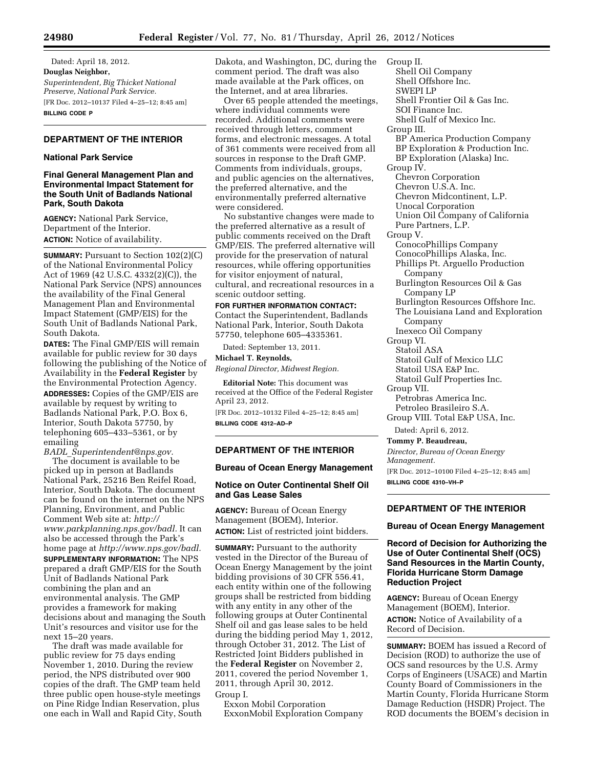Dated: April 18, 2012.

**Douglas Neighbor,**

*Superintendent, Big Thicket National Preserve, National Park Service.*

[FR Doc. 2012–10137 Filed 4–25–12; 8:45 am]

**BILLING CODE P**

## DEPARTMENT OF THE INTERIOR

### National Park Service

### Final General Management Plan and Environmental Impact Statement for the South Unit of Badlands National Park, South Dakota

**AGENCY:** National Park Service, Department of the Interior.

**ACTION:** Notice of availability.

**SUMMARY:** Pursuant to Section 102(2)(C) of the National Environmental Policy Act of 1969 (42 U.S.C. 4332(2)(C)), the National Park Service (NPS) announces the availability of the Final General Management Plan and Environmental Impact Statement (GMP/EIS) for the South Unit of Badlands National Park, South Dakota.

**DATES:** The Final GMP/EIS will remain available for public review for 30 days following the publishing of the Notice of Availability in the **Federal Register** by the Environmental Protection Agency.

**ADDRESSES:** Copies of the GMP/EIS are available by request by writing to Badlands National Park, P.O. Box 6, Interior, South Dakota 57750, by telephoning 605–433–5361, or by emailing *BADL_Superintendent@nps.gov.*

The document is available to be picked up in person at Badlands National Park, 25216 Ben Reifel Road, Interior, South Dakota. The document can be found on the internet on the NPS Planning, Environment, and Public Comment Web site at: *http://www.parkplanning.nps.gov/badl.* It can also be accessed through the Park's home page at *http://www.nps.gov/badl.*

**SUPPLEMENTARY INFORMATION:** The NPS prepared a draft GMP/EIS for the South Unit of Badlands National Park combining the plan and an environmental analysis. The GMP provides a framework for making decisions about and managing the South Unit's resources and visitor use for the next 15–20 years.

The draft was made available for public review for 75 days ending November 1, 2010. During the review period, the NPS distributed over 900 copies of the draft. The GMP team held three public open house-style meetings on Pine Ridge Indian Reservation, plus one each in Wall and Rapid City, South Dakota, and Washington, DC, during the comment period. The draft was also made available at the Park offices, on the Internet, and at area libraries.

Over 65 people attended the meetings, where individual comments were recorded. Additional comments were received through letters, comment forms, and electronic messages. A total of 361 comments were received from all sources in response to the Draft GMP. Comments from individuals, groups, and public agencies on the alternatives, the preferred alternative, and the environmentally preferred alternative were considered.

No substantive changes were made to the preferred alternative as a result of public comments received on the Draft GMP/EIS. The preferred alternative will provide for the preservation of natural resources, while offering opportunities for visitor enjoyment of natural, cultural, and recreational resources in a scenic outdoor setting.

**FOR FURTHER INFORMATION CONTACT:** Contact the Superintendent, Badlands National Park, Interior, South Dakota 57750, telephone 605–4335361.

Dated: September 13, 2011.

**Michael T. Reynolds,**

*Regional Director, Midwest Region.*

**Editorial Note:** This document was received at the Office of the Federal Register April 23, 2012.

[FR Doc. 2012–10132 Filed 4–25–12; 8:45 am]

**BILLING CODE 4312–AD–P**

## DEPARTMENT OF THE INTERIOR

### Bureau of Ocean Energy Management

### Notice on Outer Continental Shelf Oil and Gas Lease Sales

**AGENCY:** Bureau of Ocean Energy Management (BOEM), Interior.

**ACTION:** List of restricted joint bidders.

**SUMMARY:** Pursuant to the authority vested in the Director of the Bureau of Ocean Energy Management by the joint bidding provisions of 30 CFR 556.41, each entity within one of the following groups shall be restricted from bidding with any entity in any other of the following groups at Outer Continental Shelf oil and gas lease sales to be held during the bidding period May 1, 2012, through October 31, 2012. The List of Restricted Joint Bidders published in the **Federal Register** on November 2, 2011, covered the period November 1, 2011, through April 30, 2012.

Group I.
- Exxon Mobil Corporation
- ExxonMobil Exploration Company

Group II.
- Shell Oil Company
- Shell Offshore Inc.
- SWEPI LP
- Shell Frontier Oil & Gas Inc.
- SOI Finance Inc.
- Shell Gulf of Mexico Inc.

Group III.
- BP America Production Company
- BP Exploration & Production Inc.
- BP Exploration (Alaska) Inc.

Group IV.
- Chevron Corporation
- Chevron U.S.A. Inc.
- Chevron Midcontinent, L.P.
- Unocal Corporation
- Union Oil Company of California
- Pure Partners, L.P.

Group V.
- ConocoPhillips Company
- ConocoPhillips Alaska, Inc.
- Phillips Pt. Arguello Production Company
- Burlington Resources Oil & Gas Company LP
- Burlington Resources Offshore Inc.
- The Louisiana Land and Exploration Company
- Inexeco Oil Company

Group VI.
- Statoil ASA
- Statoil Gulf of Mexico LLC
- Statoil USA E&P Inc.
- Statoil Gulf Properties Inc.

Group VII.
- Petrobras America Inc.
- Petroleo Brasileiro S.A.

Group VIII. Total E&P USA, Inc.

Dated: April 6, 2012.

**Tommy P. Beaudreau,**

*Director, Bureau of Ocean Energy Management.*

[FR Doc. 2012–10100 Filed 4–25–12; 8:45 am]

**BILLING CODE 4310–VH–P**

## DEPARTMENT OF THE INTERIOR

### Bureau of Ocean Energy Management

### Record of Decision for Authorizing the Use of Outer Continental Shelf (OCS) Sand Resources in the Martin County, Florida Hurricane Storm Damage Reduction Project

**AGENCY:** Bureau of Ocean Energy Management (BOEM), Interior.

**ACTION:** Notice of Availability of a Record of Decision.

**SUMMARY:** BOEM has issued a Record of Decision (ROD) to authorize the use of OCS sand resources by the U.S. Army Corps of Engineers (USACE) and Martin County Board of Commissioners in the Martin County, Florida Hurricane Storm Damage Reduction (HSDR) Project. The ROD documents the BOEM's decision in